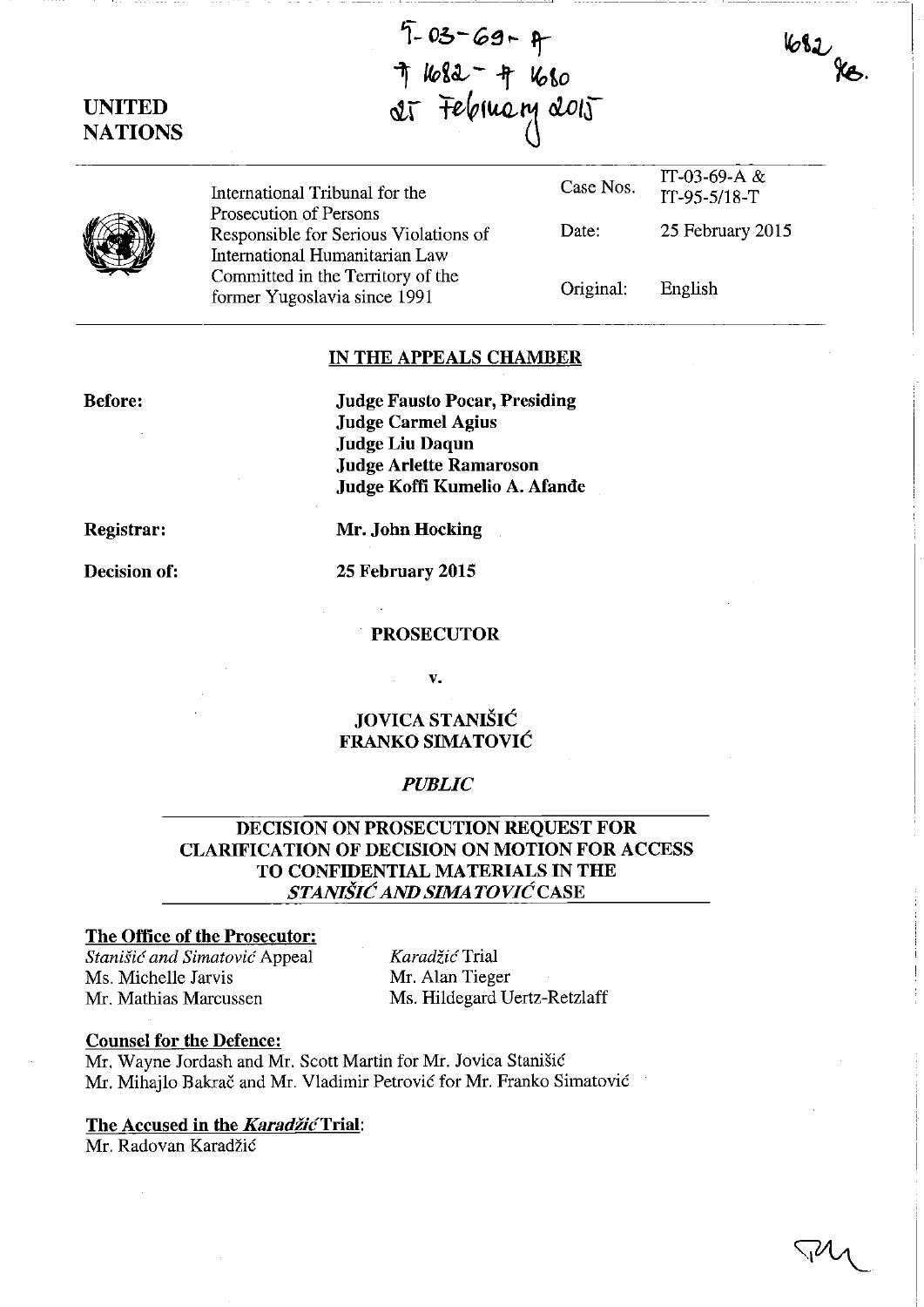IT-03-69-A
A 1682 - A 1680
25 February 2015

1682
AB.

**UNITED NATIONS**

| | | |
|---|---|---|
| International Tribunal for the Prosecution of Persons Responsible for Serious Violations of International Humanitarian Law Committed in the Territory of the former Yugoslavia since 1991 | Case Nos. | IT-03-69-A & IT-95-5/18-T |
| | Date: | 25 February 2015 |
| | Original: | English |

**IN THE APPEALS CHAMBER**

**Before:**
**Judge Fausto Pocar, Presiding**
**Judge Carmel Agius**
**Judge Liu Daqun**
**Judge Arlette Ramaroson**
**Judge Koffi Kumelio A. Afande**

**Registrar:** **Mr. John Hocking**

**Decision of:** **25 February 2015**

**PROSECUTOR**

**v.**

**JOVICA STANIŠIĆ**
**FRANKO SIMATOVIĆ**

*PUBLIC*

**DECISION ON PROSECUTION REQUEST FOR CLARIFICATION OF DECISION ON MOTION FOR ACCESS TO CONFIDENTIAL MATERIALS IN THE *STANIŠIĆ AND SIMATOVIĆ* CASE**

**The Office of the Prosecutor:**

*Stanišić and Simatović* Appeal
Ms. Michelle Jarvis
Mr. Mathias Marcussen

*Karadžić* Trial
Mr. Alan Tieger
Ms. Hildegard Uertz-Retzlaff

**Counsel for the Defence:**

Mr. Wayne Jordash and Mr. Scott Martin for Mr. Jovica Stanišić
Mr. Mihajlo Bakrač and Mr. Vladimir Petrović for Mr. Franko Simatović

**The Accused in the *Karadžić* Trial:**

Mr. Radovan Karadžić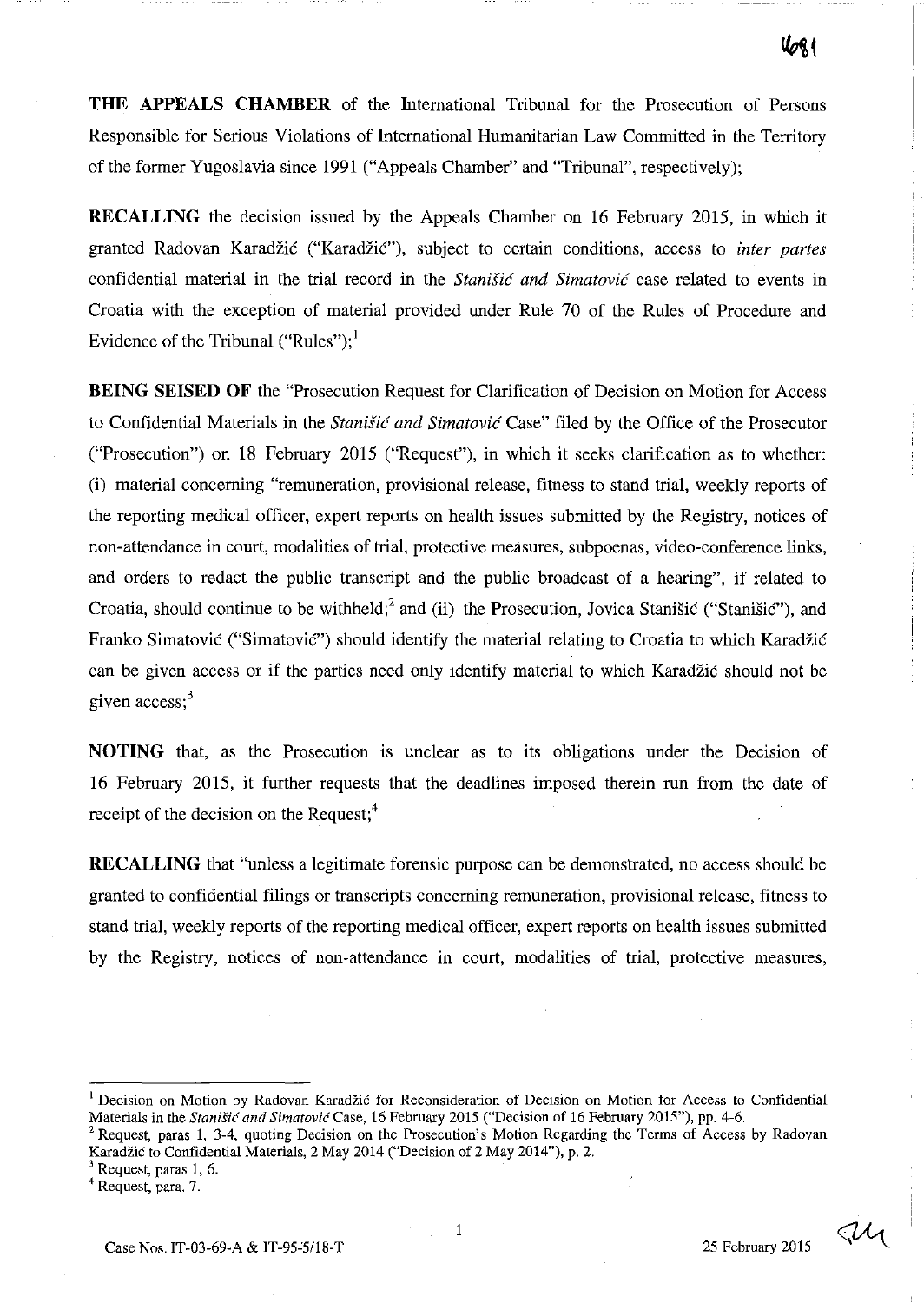**THE APPEALS CHAMBER** of the International Tribunal for the Prosecution of Persons Responsible for Serious Violations of International Humanitarian Law Committed in the Territory of the former Yugoslavia since 1991 ("Appeals Chamber" and "Tribunal", respectively);

**RECALLING** the decision issued by the Appeals Chamber on 16 February 2015, in which it granted Radovan Karadžić ("Karadžić"), subject to certain conditions, access to *inter partes* confidential material in the trial record in the *Stanišić and Simatović* case related to events in Croatia with the exception of material provided under Rule 70 of the Rules of Procedure and Evidence of the Tribunal ("Rules");[1]

**BEING SEISED OF** the "Prosecution Request for Clarification of Decision on Motion for Access to Confidential Materials in the *Stanišić and Simatović* Case" filed by the Office of the Prosecutor ("Prosecution") on 18 February 2015 ("Request"), in which it seeks clarification as to whether: (i) material concerning "remuneration, provisional release, fitness to stand trial, weekly reports of the reporting medical officer, expert reports on health issues submitted by the Registry, notices of non-attendance in court, modalities of trial, protective measures, subpoenas, video-conference links, and orders to redact the public transcript and the public broadcast of a hearing", if related to Croatia, should continue to be withheld;[2] and (ii) the Prosecution, Jovica Stanišić ("Stanišić"), and Franko Simatović ("Simatović") should identify the material relating to Croatia to which Karadžić can be given access or if the parties need only identify material to which Karadžić should not be given access;[3]

**NOTING** that, as the Prosecution is unclear as to its obligations under the Decision of 16 February 2015, it further requests that the deadlines imposed therein run from the date of receipt of the decision on the Request;[4]

**RECALLING** that "unless a legitimate forensic purpose can be demonstrated, no access should be granted to confidential filings or transcripts concerning remuneration, provisional release, fitness to stand trial, weekly reports of the reporting medical officer, expert reports on health issues submitted by the Registry, notices of non-attendance in court, modalities of trial, protective measures,

---

[1] Decision on Motion by Radovan Karadžić for Reconsideration of Decision on Motion for Access to Confidential Materials in the *Stanišić and Simatović* Case, 16 February 2015 ("Decision of 16 February 2015"), pp. 4-6.

[2] Request, paras 1, 3-4, quoting Decision on the Prosecution's Motion Regarding the Terms of Access by Radovan Karadžić to Confidential Materials, 2 May 2014 ("Decision of 2 May 2014"), p. 2.

[3] Request, paras 1, 6.

[4] Request, para. 7.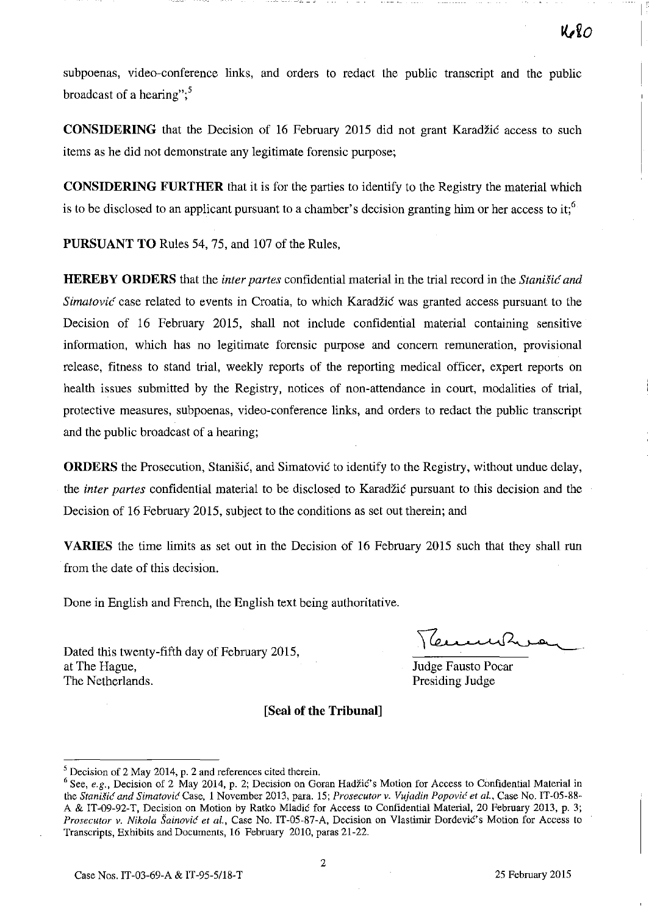subpoenas, video-conference links, and orders to redact the public transcript and the public broadcast of a hearing";[5]

**CONSIDERING** that the Decision of 16 February 2015 did not grant Karadžić access to such items as he did not demonstrate any legitimate forensic purpose;

**CONSIDERING FURTHER** that it is for the parties to identify to the Registry the material which is to be disclosed to an applicant pursuant to a chamber's decision granting him or her access to it;[6]

**PURSUANT TO** Rules 54, 75, and 107 of the Rules,

**HEREBY ORDERS** that the *inter partes* confidential material in the trial record in the *Stanišić and Simatović* case related to events in Croatia, to which Karadžić was granted access pursuant to the Decision of 16 February 2015, shall not include confidential material containing sensitive information, which has no legitimate forensic purpose and concern remuneration, provisional release, fitness to stand trial, weekly reports of the reporting medical officer, expert reports on health issues submitted by the Registry, notices of non-attendance in court, modalities of trial, protective measures, subpoenas, video-conference links, and orders to redact the public transcript and the public broadcast of a hearing;

**ORDERS** the Prosecution, Stanišić, and Simatović to identify to the Registry, without undue delay, the *inter partes* confidential material to be disclosed to Karadžić pursuant to this decision and the Decision of 16 February 2015, subject to the conditions as set out therein; and

**VARIES** the time limits as set out in the Decision of 16 February 2015 such that they shall run from the date of this decision.

Done in English and French, the English text being authoritative.

Dated this twenty-fifth day of February 2015,
at The Hague,
The Netherlands.

Judge Fausto Pocar
Presiding Judge

**[Seal of the Tribunal]**

---

[5] Decision of 2 May 2014, p. 2 and references cited therein.

[6] See, *e.g.*, Decision of 2 May 2014, p. 2; Decision on Goran Hadžić's Motion for Access to Confidential Material in the *Stanišić and Simatović* Case, 1 November 2013, para. 15; *Prosecutor v. Vujadin Popović et al.*, Case No. IT-05-88-A & IT-09-92-T, Decision on Motion by Ratko Mladić for Access to Confidential Material, 20 February 2013, p. 3; *Prosecutor v. Nikola Šainović et al.*, Case No. IT-05-87-A, Decision on Vlastimir Dordević's Motion for Access to Transcripts, Exhibits and Documents, 16 February 2010, paras 21-22.